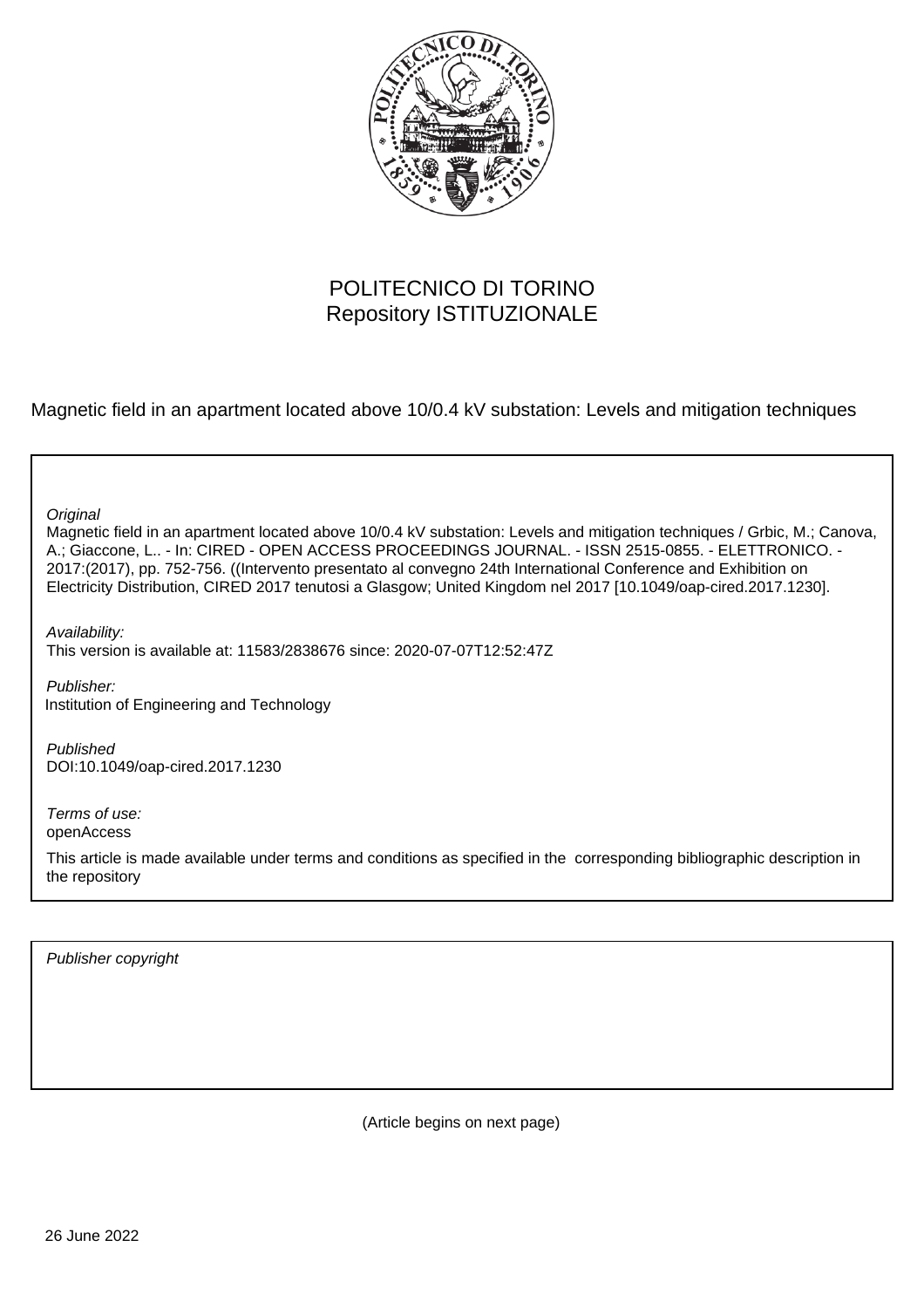POLITECNICO DI TORINO
Repository ISTITUZIONALE

Magnetic field in an apartment located above 10/0.4 kV substation: Levels and mitigation techniques

*Original*
Magnetic field in an apartment located above 10/0.4 kV substation: Levels and mitigation techniques / Grbic, M.; Canova, A.; Giaccone, L.. - In: CIRED - OPEN ACCESS PROCEEDINGS JOURNAL. - ISSN 2515-0855. - ELETTRONICO. - 2017:(2017), pp. 752-756. ((Intervento presentato al convegno 24th International Conference and Exhibition on Electricity Distribution, CIRED 2017 tenutosi a Glasgow; United Kingdom nel 2017 [10.1049/oap-cired.2017.1230].

*Availability:*
This version is available at: 11583/2838676 since: 2020-07-07T12:52:47Z

*Publisher:*
Institution of Engineering and Technology

*Published*
DOI:10.1049/oap-cired.2017.1230

*Terms of use:*
openAccess

This article is made available under terms and conditions as specified in the corresponding bibliographic description in the repository

*Publisher copyright*

(Article begins on next page)

26 June 2022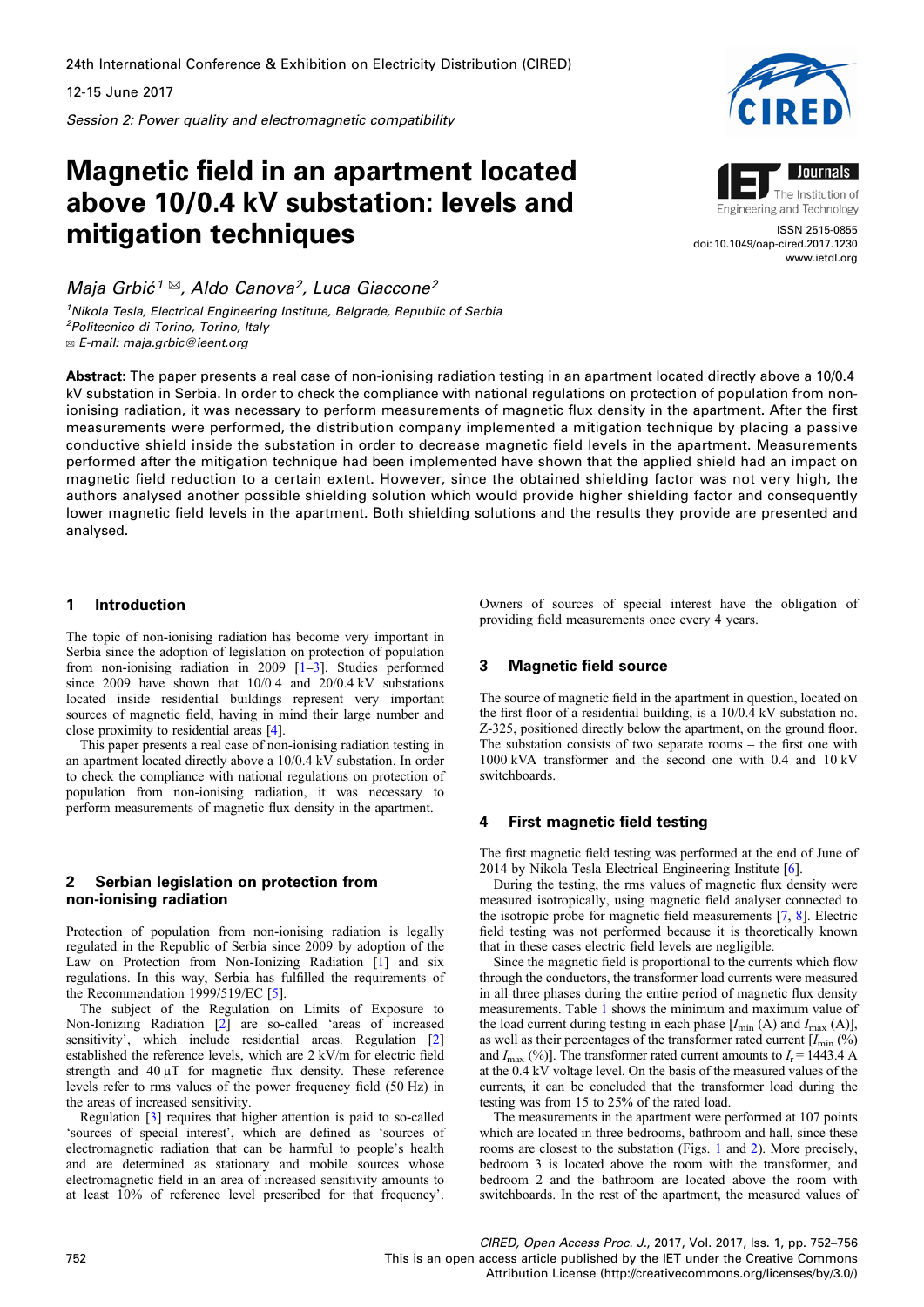# Magnetic field in an apartment located above 10/0.4 kV substation: levels and mitigation techniques

*Maja Grbić*[1] ✉, *Aldo Canova*[2], *Luca Giaccone*[2]

[1]Nikola Tesla, Electrical Engineering Institute, Belgrade, Republic of Serbia
[2]Politecnico di Torino, Torino, Italy
✉ E-mail: maja.grbic@ieent.org

ISSN 2515-0855
doi: 10.1049/oap-cired.2017.1230
www.ietdl.org

**Abstract:** The paper presents a real case of non-ionising radiation testing in an apartment located directly above a 10/0.4 kV substation in Serbia. In order to check the compliance with national regulations on protection of population from non-ionising radiation, it was necessary to perform measurements of magnetic flux density in the apartment. After the first measurements were performed, the distribution company implemented a mitigation technique by placing a passive conductive shield inside the substation in order to decrease magnetic field levels in the apartment. Measurements performed after the mitigation technique had been implemented have shown that the applied shield had an impact on magnetic field reduction to a certain extent. However, since the obtained shielding factor was not very high, the authors analysed another possible shielding solution which would provide higher shielding factor and consequently lower magnetic field levels in the apartment. Both shielding solutions and the results they provide are presented and analysed.

## 1 Introduction

The topic of non-ionising radiation has become very important in Serbia since the adoption of legislation on protection of population from non-ionising radiation in 2009 [1–3]. Studies performed since 2009 have shown that 10/0.4 and 20/0.4 kV substations located inside residential buildings represent very important sources of magnetic field, having in mind their large number and close proximity to residential areas [4].

This paper presents a real case of non-ionising radiation testing in an apartment located directly above a 10/0.4 kV substation. In order to check the compliance with national regulations on protection of population from non-ionising radiation, it was necessary to perform measurements of magnetic flux density in the apartment.

## 2 Serbian legislation on protection from non-ionising radiation

Protection of population from non-ionising radiation is legally regulated in the Republic of Serbia since 2009 by adoption of the Law on Protection from Non-Ionizing Radiation [1] and six regulations. In this way, Serbia has fulfilled the requirements of the Recommendation 1999/519/EC [5].

The subject of the Regulation on Limits of Exposure to Non-Ionizing Radiation [2] are so-called 'areas of increased sensitivity', which include residential areas. Regulation [2] established the reference levels, which are 2 kV/m for electric field strength and 40 μT for magnetic flux density. These reference levels refer to rms values of the power frequency field (50 Hz) in the areas of increased sensitivity.

Regulation [3] requires that higher attention is paid to so-called 'sources of special interest', which are defined as 'sources of electromagnetic radiation that can be harmful to people's health and are determined as stationary and mobile sources whose electromagnetic radiation in an area of increased sensitivity amounts to at least 10% of reference level prescribed for that frequency'. Owners of sources of special interest have the obligation of providing field measurements once every 4 years.

## 3 Magnetic field source

The source of magnetic field in the apartment in question, located on the first floor of a residential building, is a 10/0.4 kV substation no. Z-325, positioned directly below the apartment, on the ground floor. The substation consists of two separate rooms – the first one with 1000 kVA transformer and the second one with 0.4 and 10 kV switchboards.

## 4 First magnetic field testing

The first magnetic field testing was performed at the end of June of 2014 by Nikola Tesla Electrical Engineering Institute [6].

During the testing, the rms values of magnetic flux density were measured isotropically, using magnetic field analyser connected to the isotropic probe for magnetic field measurements [7, 8]. Electric field testing was not performed because it is theoretically known that in these cases electric field levels are negligible.

Since the magnetic field is proportional to the currents which flow through the conductors, the transformer load currents were measured in all three phases during the entire period of magnetic flux density measurements. Table 1 shows the minimum and maximum value of the load current during testing in each phase [$I_{min}$ (A) and $I_{max}$ (A)], as well as their percentages of the transformer rated current [$I_{min}$ (%) and $I_{max}$ (%)]. The transformer rated current amounts to $I_r = 1443.4$ A at the 0.4 kV voltage level. On the basis of the measured values of the currents, it can be concluded that the transformer load during the testing was from 15 to 25% of the rated load.

The measurements in the apartment were performed at 107 points which are located in three bedrooms, bathroom and hall, since these rooms are closest to the substation (Figs. 1 and 2). More precisely, bedroom 3 is located above the room with the transformer, and bedroom 2 and the bathroom are located above the room with switchboards. In the rest of the apartment, the measured values of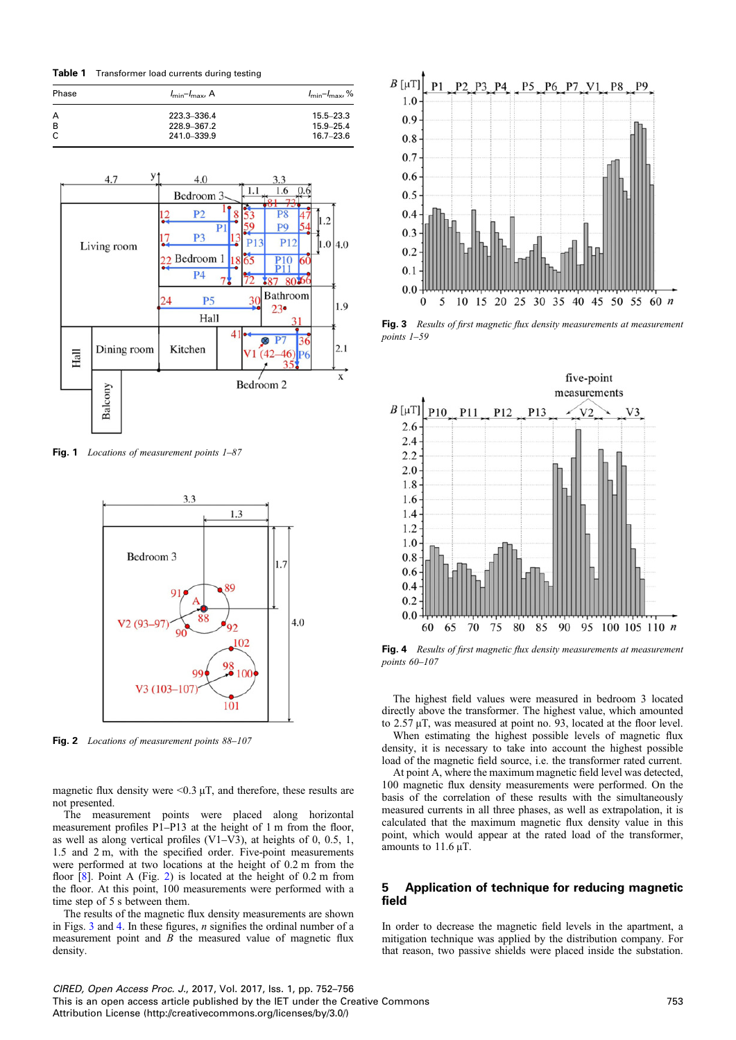**Table 1** Transformer load currents during testing

| Phase | $I_{min}$–$I_{max}$, A | $I_{min}$–$I_{max}$, % |
|---|---|---|
| A | 223.3–336.4 | 15.5–23.3 |
| B | 228.9–367.2 | 15.9–25.4 |
| C | 241.0–339.9 | 16.7–23.6 |

**Fig. 1** *Locations of measurement points 1–87*

**Fig. 2** *Locations of measurement points 88–107*

magnetic flux density were <0.3 µT, and therefore, these results are not presented.

The measurement points were placed along horizontal measurement profiles P1–P13 at the height of 1 m from the floor, as well as along vertical profiles (V1–V3), at heights of 0, 0.5, 1, 1.5 and 2 m, with the specified order. Five-point measurements were performed at two locations at the height of 0.2 m from the floor [8]. Point A (Fig. 2) is located at the height of 0.2 m from the floor. At this point, 100 measurements were performed with a time step of 5 s between them.

The results of the magnetic flux density measurements are shown in Figs. 3 and 4. In these figures, *n* signifies the ordinal number of a measurement point and *B* the measured value of magnetic flux density.

**Fig. 3** *Results of first magnetic flux density measurements at measurement points 1–59*

**Fig. 4** *Results of first magnetic flux density measurements at measurement points 60–107*

The highest field values were measured in bedroom 3 located directly above the transformer. The highest value, which amounted to 2.57 µT, was measured at point no. 93, located at the floor level.

When estimating the highest possible levels of magnetic flux density, it is necessary to take into account the highest possible load of the magnetic field source, i.e. the transformer rated current.

At point A, where the maximum magnetic field level was detected, 100 magnetic flux density measurements were performed. On the basis of the correlation of these results with the simultaneously measured currents in all three phases, as well as extrapolation, it is calculated that the maximum magnetic flux density value in this point, which would appear at the rated load of the transformer, amounts to 11.6 µT.

## 5 Application of technique for reducing magnetic field

In order to decrease the magnetic field levels in the apartment, a mitigation technique was applied by the distribution company. For that reason, two passive shields were placed inside the substation.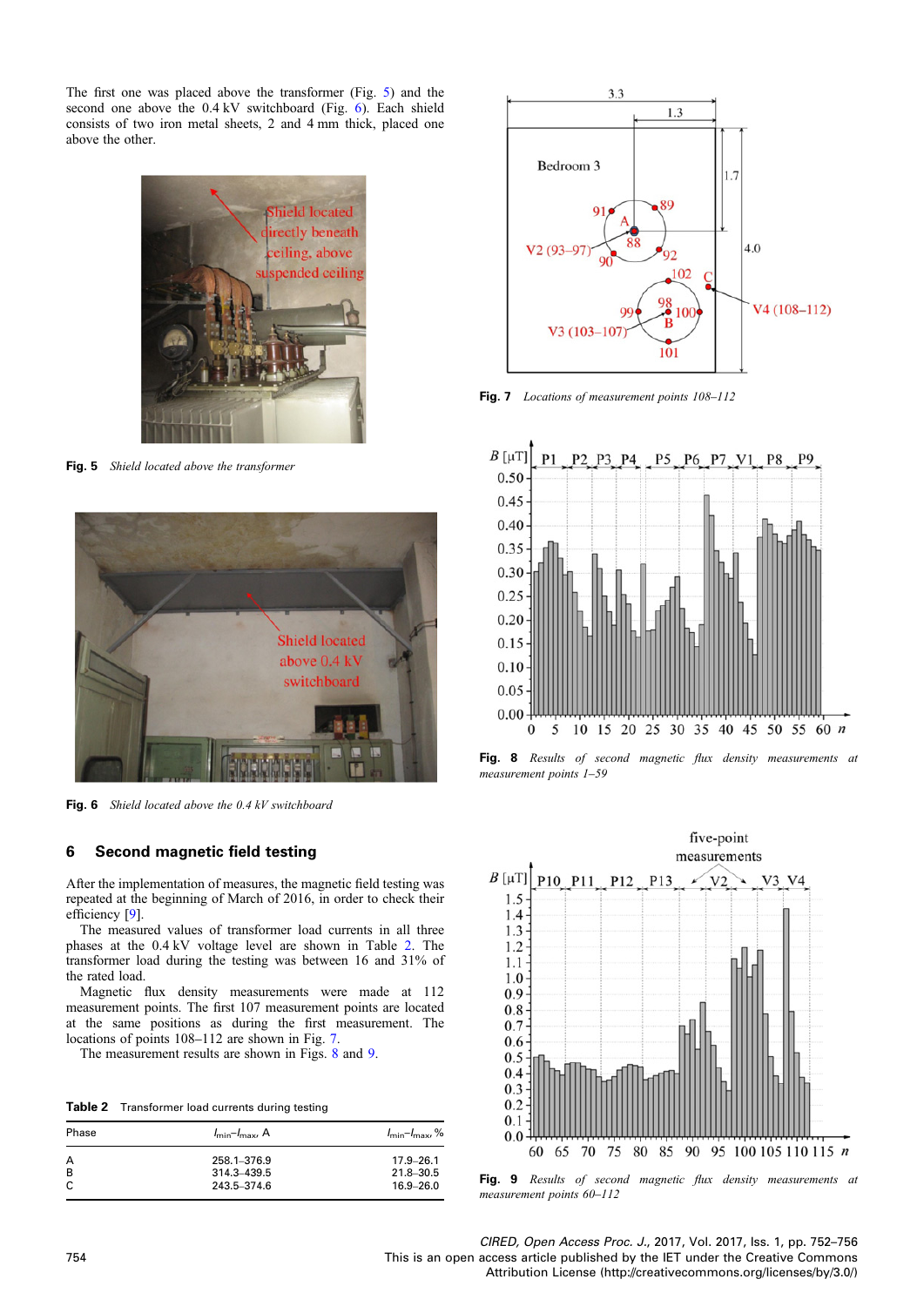The first one was placed above the transformer (Fig. 5) and the second one above the 0.4 kV switchboard (Fig. 6). Each shield consists of two iron metal sheets, 2 and 4 mm thick, placed one above the other.

**Fig. 5** *Shield located above the transformer*

**Fig. 6** *Shield located above the 0.4 kV switchboard*

## 6 Second magnetic field testing

After the implementation of measures, the magnetic field testing was repeated at the beginning of March of 2016, in order to check their efficiency [9].

The measured values of transformer load currents in all three phases at the 0.4 kV voltage level are shown in Table 2. The transformer load during the testing was between 16 and 31% of the rated load.

Magnetic flux density measurements were made at 112 measurement points. The first 107 measurement points are located at the same positions as during the first measurement. The locations of points 108–112 are shown in Fig. 7.

The measurement results are shown in Figs. 8 and 9.

**Table 2** Transformer load currents during testing

| Phase | $I_{min}$–$I_{max}$, A | $I_{min}$–$I_{max}$, % |
|---|---|---|
| A | 258.1–376.9 | 17.9–26.1 |
| B | 314.3–439.5 | 21.8–30.5 |
| C | 243.5–374.6 | 16.9–26.0 |

**Fig. 7** *Locations of measurement points 108–112*

**Fig. 8** *Results of second magnetic flux density measurements at measurement points 1–59*

**Fig. 9** *Results of second magnetic flux density measurements at measurement points 60–112*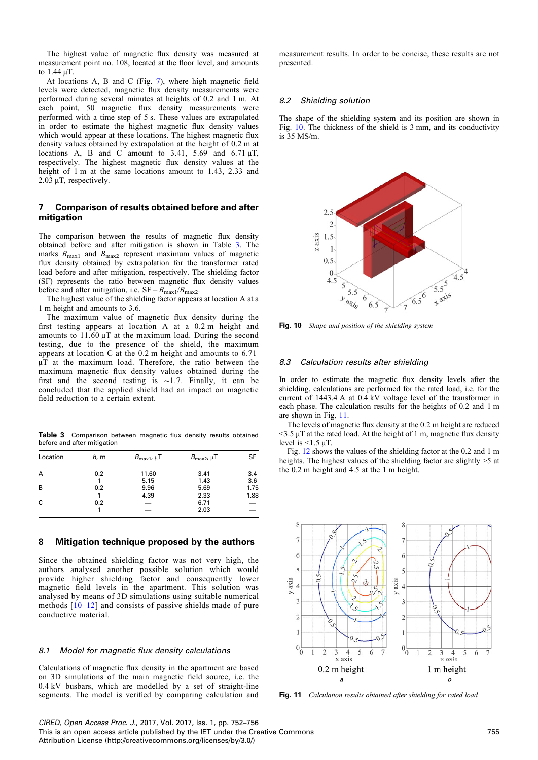The highest value of magnetic flux density was measured at measurement point no. 108, located at the floor level, and amounts to 1.44 μT.

At locations A, B and C (Fig. 7), where high magnetic field levels were detected, magnetic flux density measurements were performed during several minutes at heights of 0.2 and 1 m. At each point, 50 magnetic flux density measurements were performed with a time step of 5 s. These values are extrapolated in order to estimate the highest magnetic flux density values which would appear at these locations. The highest magnetic flux density values obtained by extrapolation at the height of 0.2 m at locations A, B and C amount to 3.41, 5.69 and 6.71 μT, respectively. The highest magnetic flux density values at the height of 1 m at the same locations amount to 1.43, 2.33 and 2.03 μT, respectively.

## 7 Comparison of results obtained before and after mitigation

The comparison between the results of magnetic flux density obtained before and after mitigation is shown in Table 3. The marks $B_{\max1}$ and $B_{\max2}$ represent maximum values of magnetic flux density obtained by extrapolation for the transformer rated load before and after mitigation, respectively. The shielding factor (SF) represents the ratio between magnetic flux density values before and after mitigation, i.e. $\text{SF} = B_{\max1}/B_{\max2}$.

The highest value of the shielding factor appears at location A at a 1 m height and amounts to 3.6.

The maximum value of magnetic flux density during the first testing appears at location A at a 0.2 m height and amounts to 11.60 μT at the maximum load. During the second testing, due to the presence of the shield, the maximum appears at location C at the 0.2 m height and amounts to 6.71 μT at the maximum load. Therefore, the ratio between the maximum magnetic flux density values obtained during the first and the second testing is ∼1.7. Finally, it can be concluded that the applied shield had an impact on magnetic field reduction to a certain extent.

**Table 3** Comparison between magnetic flux density results obtained before and after mitigation

| Location | *h*, m | $B_{\max1}$, μT | $B_{\max2}$, μT | SF |
|---|---|---|---|---|
| A | 0.2 | 11.60 | 3.41 | 3.4 |
| | 1 | 5.15 | 1.43 | 3.6 |
| B | 0.2 | 9.96 | 5.69 | 1.75 |
| | 1 | 4.39 | 2.33 | 1.88 |
| C | 0.2 | — | 6.71 | — |
| | 1 | — | 2.03 | — |

## 8 Mitigation technique proposed by the authors

Since the obtained shielding factor was not very high, the authors analysed another possible solution which would provide higher shielding factor and consequently lower magnetic field levels in the apartment. This solution was analysed by means of 3D simulations using suitable numerical methods [10–12] and consists of passive shields made of pure conductive material.

### 8.1 Model for magnetic flux density calculations

Calculations of magnetic flux density in the apartment are based on 3D simulations of the main magnetic field source, i.e. the 0.4 kV busbars, which are modelled by a set of straight-line segments. The model is verified by comparing calculation and measurement results. In order to be concise, these results are not presented.

### 8.2 Shielding solution

The shape of the shielding system and its position are shown in Fig. 10. The thickness of the shield is 3 mm, and its conductivity is 35 MS/m.

**Fig. 10** *Shape and position of the shielding system*

### 8.3 Calculation results after shielding

In order to estimate the magnetic flux density levels after the shielding, calculations are performed for the rated load, i.e. for the current of 1443.4 A at 0.4 kV voltage level of the transformer in each phase. The calculation results for the heights of 0.2 and 1 m are shown in Fig. 11.

The levels of magnetic flux density at the 0.2 m height are reduced <3.5 μT at the rated load. At the height of 1 m, magnetic flux density level is <1.5 μT.

Fig. 12 shows the values of the shielding factor at the 0.2 and 1 m heights. The highest values of the shielding factor are slightly >5 at the 0.2 m height and 4.5 at the 1 m height.

**Fig. 11** *Calculation results obtained after shielding for rated load*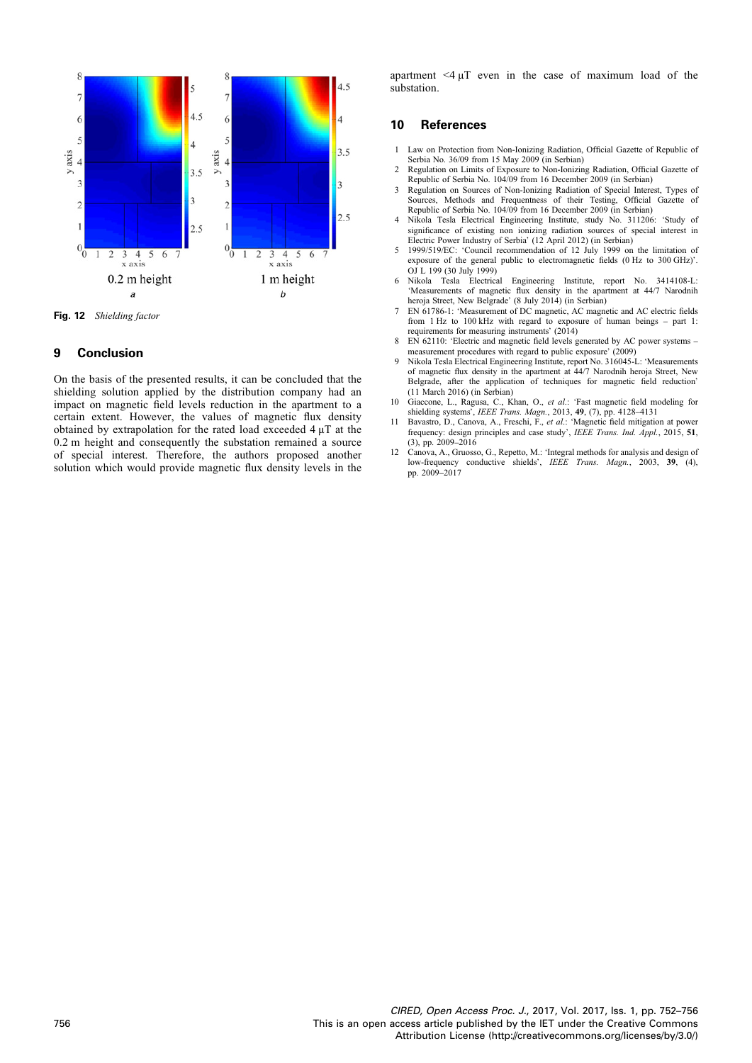8
7
6
5
y axis 4
3
2
1
0
0 1 2 3 4 5 6 7
x axis
5
4.5
4
3.5
3
2.5
0.2 m height
*a*

8
7
6
5
y axis 4
3
2
1
0
0 1 2 3 4 5 6 7
x axis
4.5
4
3.5
3
2.5
1 m height
*b*

**Fig. 12** *Shielding factor*

## 9 Conclusion

On the basis of the presented results, it can be concluded that the shielding solution applied by the distribution company had an impact on magnetic field levels reduction in the apartment to a certain extent. However, the values of magnetic flux density obtained by extrapolation for the rated load exceeded 4 μT at the 0.2 m height and consequently the substation remained a source of special interest. Therefore, the authors proposed another solution which would provide magnetic flux density levels in the apartment <4 μT even in the case of maximum load of the substation.

## 10 References

1. Law on Protection from Non-Ionizing Radiation, Official Gazette of Republic of Serbia No. 36/09 from 15 May 2009 (in Serbian)
2. Regulation on Limits of Exposure to Non-Ionizing Radiation, Official Gazette of Republic of Serbia No. 104/09 from 16 December 2009 (in Serbian)
3. Regulation on Sources of Non-Ionizing Radiation of Special Interest, Types of Sources, Methods and Frequentness of their Testing, Official Gazette of Republic of Serbia No. 104/09 from 16 December 2009 (in Serbian)
4. Nikola Tesla Electrical Engineering Institute, study No. 311206: 'Study of significance of existing non ionizing radiation sources of special interest in Electric Power Industry of Serbia' (12 April 2012) (in Serbian)
5. 1999/519/EC: 'Council recommendation of 12 July 1999 on the limitation of exposure of the general public to electromagnetic fields (0 Hz to 300 GHz)'. OJ L 199 (30 July 1999)
6. Nikola Tesla Electrical Engineering Institute, report No. 3414108-L: 'Measurements of magnetic flux density in the apartment at 44/7 Narodnih heroja Street, New Belgrade' (8 July 2014) (in Serbian)
7. EN 61786-1: 'Measurement of DC magnetic, AC magnetic and AC electric fields from 1 Hz to 100 kHz with regard to exposure of human beings – part 1: requirements for measuring instruments' (2014)
8. EN 62110: 'Electric and magnetic field levels generated by AC power systems – measurement procedures with regard to public exposure' (2009)
9. Nikola Tesla Electrical Engineering Institute, report No. 316045-L: 'Measurements of magnetic flux density in the apartment at 44/7 Narodnih heroja Street, New Belgrade, after the application of techniques for magnetic field reduction' (11 March 2016) (in Serbian)
10. Giaccone, L., Ragusa, C., Khan, O., *et al.*: 'Fast magnetic field modeling for shielding systems', *IEEE Trans. Magn.*, 2013, **49**, (7), pp. 4128–4131
11. Bavastro, D., Canova, A., Freschi, F., *et al.*: 'Magnetic field mitigation at power frequency: design principles and case study', *IEEE Trans. Ind. Appl.*, 2015, **51**, (3), pp. 2009–2016
12. Canova, A., Gruosso, G., Repetto, M.: 'Integral methods for analysis and design of low-frequency conductive shields', *IEEE Trans. Magn.*, 2003, **39**, (4), pp. 2009–2017

This is an open access article published by the IET under the Creative Commons Attribution License (http://creativecommons.org/licenses/by/3.0/)